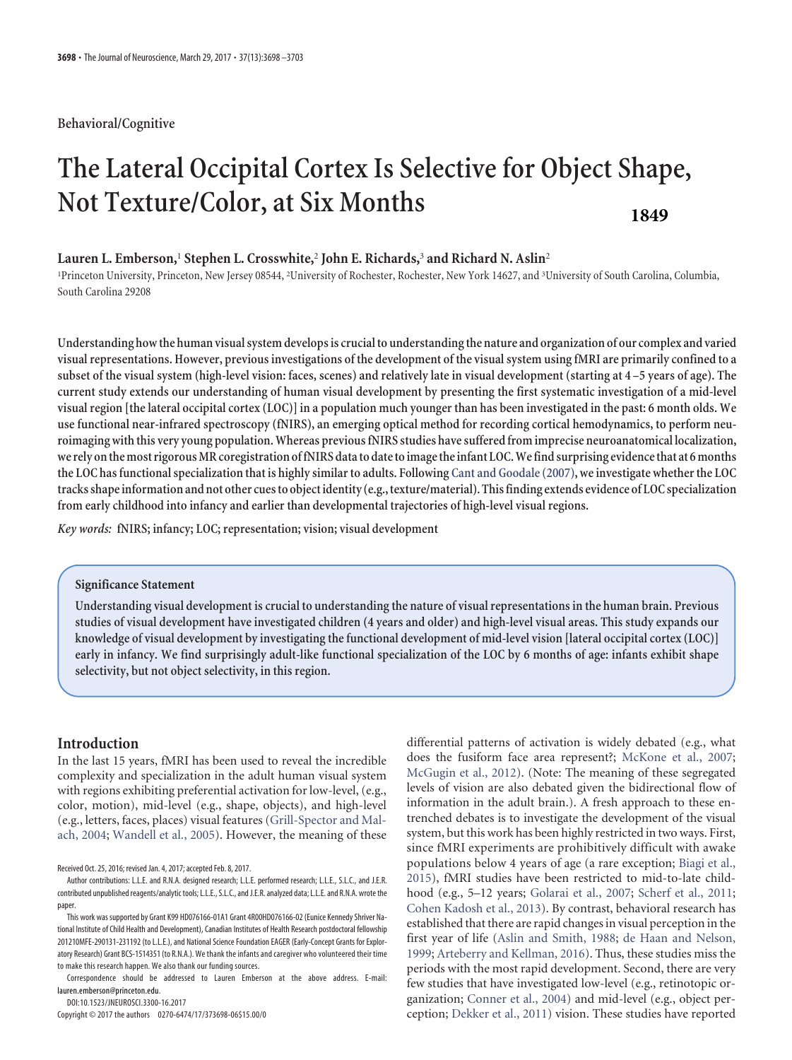Behavioral/Cognitive

# The Lateral Occipital Cortex Is Selective for Object Shape, Not Texture/Color, at Six Months

1849

**Lauren L. Emberson,[1] Stephen L. Crosswhite,[2] John E. Richards,[3] and Richard N. Aslin[2]**

[1]Princeton University, Princeton, New Jersey 08544, [2]University of Rochester, Rochester, New York 14627, and [3]University of South Carolina, Columbia, South Carolina 29208

**Understanding how the human visual system develops is crucial to understanding the nature and organization of our complex and varied visual representations. However, previous investigations of the development of the visual system using fMRI are primarily confined to a subset of the visual system (high-level vision: faces, scenes) and relatively late in visual development (starting at 4–5 years of age). The current study extends our understanding of human visual development by presenting the first systematic investigation of a mid-level visual region [the lateral occipital cortex (LOC)] in a population much younger than has been investigated in the past: 6 month olds. We use functional near-infrared spectroscopy (fNIRS), an emerging optical method for recording cortical hemodynamics, to perform neuroimaging with this very young population. Whereas previous fNIRS studies have suffered from imprecise neuroanatomical localization, we rely on the most rigorous MR coregistration of fNIRS data to date to image the infant LOC. We find surprising evidence that at 6 months the LOC has functional specialization that is highly similar to adults. Following Cant and Goodale (2007), we investigate whether the LOC tracks shape information and not other cues to object identity (e.g., texture/material). This finding extends evidence of LOC specialization from early childhood into infancy and earlier than developmental trajectories of high-level visual regions.**

*Key words:* **fNIRS; infancy; LOC; representation; vision; visual development**

> **Significance Statement**
>
> **Understanding visual development is crucial to understanding the nature of visual representations in the human brain. Previous studies of visual development have investigated children (4 years and older) and high-level visual areas. This study expands our knowledge of visual development by investigating the functional development of mid-level vision [lateral occipital cortex (LOC)] early in infancy. We find surprisingly adult-like functional specialization of the LOC by 6 months of age: infants exhibit shape selectivity, but not object selectivity, in this region.**

## Introduction

In the last 15 years, fMRI has been used to reveal the incredible complexity and specialization in the adult human visual system with regions exhibiting preferential activation for low-level, (e.g., color, motion), mid-level (e.g., shape, objects), and high-level (e.g., letters, faces, places) visual features (Grill-Spector and Malach, 2004; Wandell et al., 2005). However, the meaning of these differential patterns of activation is widely debated (e.g., what does the fusiform face area represent?; McKone et al., 2007; McGugin et al., 2012). (Note: The meaning of these segregated levels of vision are also debated given the bidirectional flow of information in the adult brain.). A fresh approach to these entrenched debates is to investigate the development of the visual system, but this work has been highly restricted in two ways. First, since fMRI experiments are prohibitively difficult with awake populations below 4 years of age (a rare exception; Biagi et al., 2015), fMRI studies have been restricted to mid-to-late childhood (e.g., 5–12 years; Golarai et al., 2007; Scherf et al., 2011; Cohen Kadosh et al., 2013). By contrast, behavioral research has established that there are rapid changes in visual perception in the first year of life (Aslin and Smith, 1988; de Haan and Nelson, 1999; Arteberry and Kellman, 2016). Thus, these studies miss the periods with the most rapid development. Second, there are very few studies that have investigated low-level (e.g., retinotopic organization; Conner et al., 2004) and mid-level (e.g., object perception; Dekker et al., 2011) vision. These studies have reported

Received Oct. 25, 2016; revised Jan. 4, 2017; accepted Feb. 8, 2017.

Author contributions: L.L.E. and R.N.A. designed research; L.L.E. performed research; L.L.E., S.L.C., and J.E.R. contributed unpublished reagents/analytic tools; L.L.E., S.L.C., and J.E.R. analyzed data; L.L.E. and R.N.A. wrote the paper.

This work was supported by Grant K99 HD076166-01A1 Grant 4R00HD076166-02 (Eunice Kennedy Shriver National Institute of Child Health and Development), Canadian Institutes of Health Research postdoctoral fellowship 201210MFE-290131-231192 (to L.L.E.), and National Science Foundation EAGER (Early-Concept Grants for Exploratory Research) Grant BCS-1514351 (to R.N.A.). We thank the infants and caregiver who volunteered their time to make this research happen. We also thank our funding sources.

Correspondence should be addressed to Lauren Emberson at the above address. E-mail: lauren.emberson@princeton.edu.

DOI:10.1523/JNEUROSCI.3300-16.2017

Copyright © 2017 the authors 0270-6474/17/373698-06$15.00/0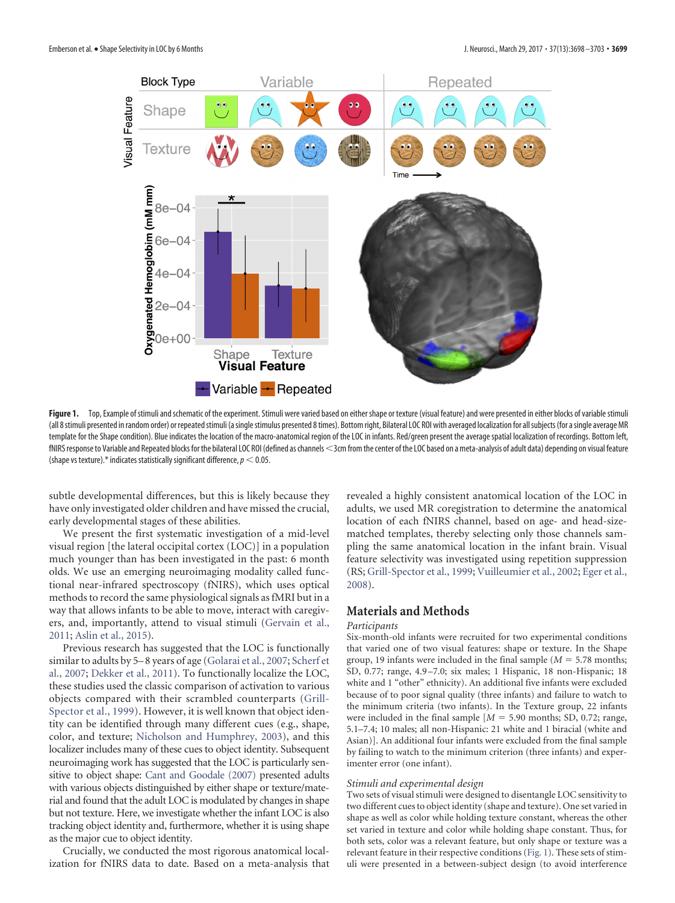Figure 1. Top, Example of stimuli and schematic of the experiment. Stimuli were varied based on either shape or texture (visual feature) and were presented in either blocks of variable stimuli (all 8 stimuli presented in random order) or repeated stimuli (a single stimulus presented 8 times). Bottom right, Bilateral LOC ROI with averaged localization for all subjects (for a single average MR template for the Shape condition). Blue indicates the location of the macro-anatomical region of the LOC in infants. Red/green present the average spatial localization of recordings. Bottom left, fNIRS response to Variable and Repeated blocks for the bilateral LOC ROI (defined as channels <3cm from the center of the LOC based on a meta-analysis of adult data) depending on visual feature (shape vs texture).* indicates statistically significant difference, $p < 0.05$.

subtle developmental differences, but this is likely because they have only investigated older children and have missed the crucial, early developmental stages of these abilities.

We present the first systematic investigation of a mid-level visual region [the lateral occipital cortex (LOC)] in a population much younger than has been investigated in the past: 6 month olds. We use an emerging neuroimaging modality called functional near-infrared spectroscopy (fNIRS), which uses optical methods to record the same physiological signals as fMRI but in a way that allows infants to be able to move, interact with caregivers, and, importantly, attend to visual stimuli (Gervain et al., 2011; Aslin et al., 2015).

Previous research has suggested that the LOC is functionally similar to adults by 5–8 years of age (Golarai et al., 2007; Scherf et al., 2007; Dekker et al., 2011). To functionally localize the LOC, these studies used the classic comparison of activation to various objects compared with their scrambled counterparts (Grill-Spector et al., 1999). However, it is well known that object identity can be identified through many different cues (e.g., shape, color, and texture; Nicholson and Humphrey, 2003), and this localizer includes many of these cues to object identity. Subsequent neuroimaging work has suggested that the LOC is particularly sensitive to object shape: Cant and Goodale (2007) presented adults with various objects distinguished by either shape or texture/material and found that the adult LOC is modulated by changes in shape but not texture. Here, we investigate whether the infant LOC is also tracking object identity and, furthermore, whether it is using shape as the major cue to object identity.

Crucially, we conducted the most rigorous anatomical localization for fNIRS data to date. Based on a meta-analysis that revealed a highly consistent anatomical location of the LOC in adults, we used MR coregistration to determine the anatomical location of each fNIRS channel, based on age- and head-size-matched templates, thereby selecting only those channels sampling the same anatomical location in the infant brain. Visual feature selectivity was investigated using repetition suppression (RS; Grill-Spector et al., 1999; Vuilleumier et al., 2002; Eger et al., 2008).

## Materials and Methods

### *Participants*

Six-month-old infants were recruited for two experimental conditions that varied one of two visual features: shape or texture. In the Shape group, 19 infants were included in the final sample ($M = 5.78$ months; SD, 0.77; range, 4.9–7.0; six males; 1 Hispanic, 18 non-Hispanic; 18 white and 1 "other" ethnicity). An additional five infants were excluded because of to poor signal quality (three infants) and failure to watch to the minimum criteria (two infants). In the Texture group, 22 infants were included in the final sample [$M = 5.90$ months; SD, 0.72; range, 5.1–7.4; 10 males; all non-Hispanic: 21 white and 1 biracial (white and Asian)]. An additional four infants were excluded from the final sample by failing to watch to the minimum criterion (three infants) and experimenter error (one infant).

### *Stimuli and experimental design*

Two sets of visual stimuli were designed to disentangle LOC sensitivity to two different cues to object identity (shape and texture). One set varied in shape as well as color while holding texture constant, whereas the other set varied in texture and color while holding shape constant. Thus, for both sets, color was a relevant feature, but only shape or texture was a relevant feature in their respective conditions (Fig. 1). These sets of stimuli were presented in a between-subject design (to avoid interference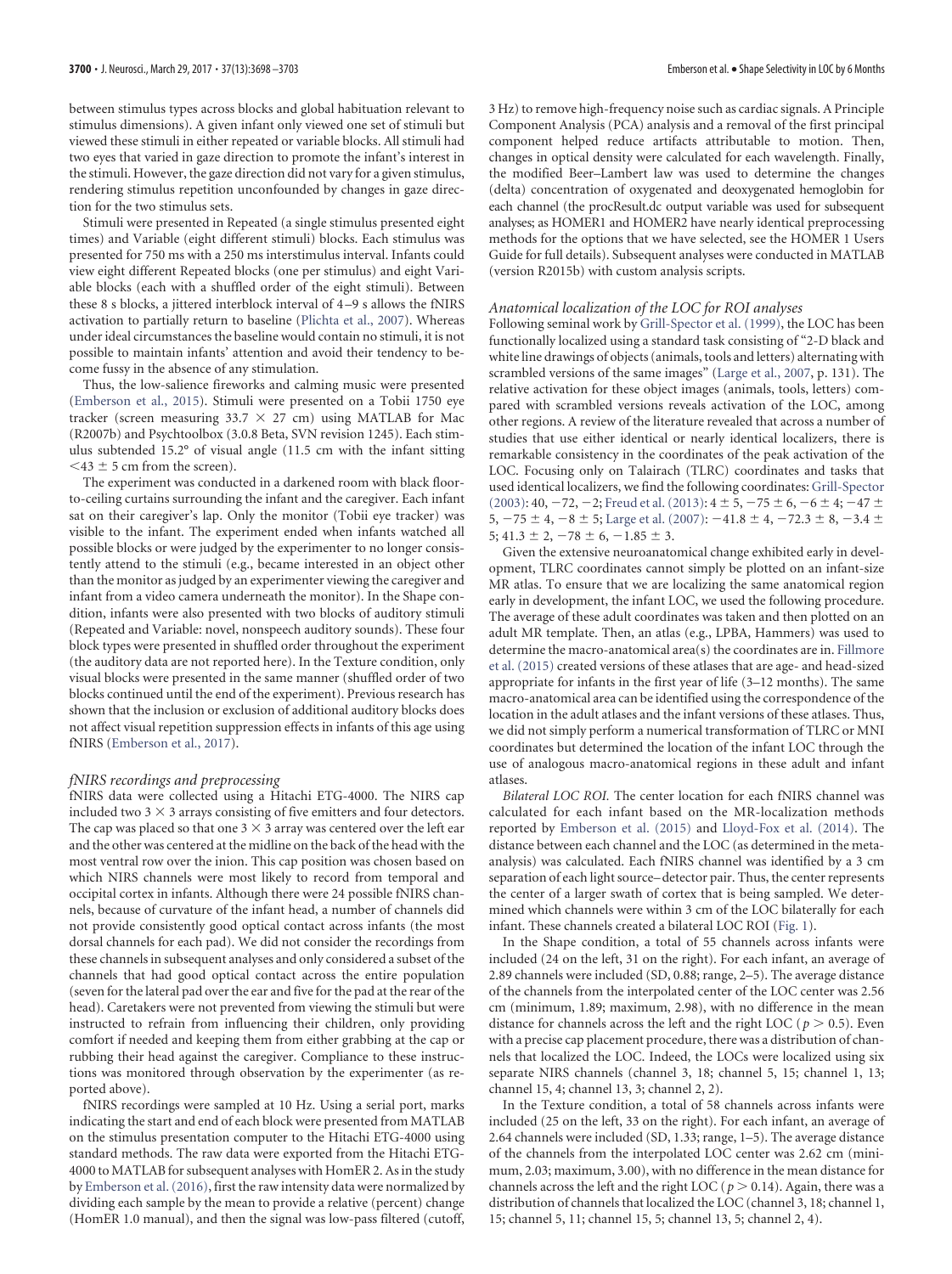between stimulus types across blocks and global habituation relevant to stimulus dimensions). A given infant only viewed one set of stimuli but viewed these stimuli in either repeated or variable blocks. All stimuli had two eyes that varied in gaze direction to promote the infant's interest in the stimuli. However, the gaze direction did not vary for a given stimulus, rendering stimulus repetition unconfounded by changes in gaze direction for the two stimulus sets.

Stimuli were presented in Repeated (a single stimulus presented eight times) and Variable (eight different stimuli) blocks. Each stimulus was presented for 750 ms with a 250 ms interstimulus interval. Infants could view eight different Repeated blocks (one per stimulus) and eight Variable blocks (each with a shuffled order of the eight stimuli). Between these 8 s blocks, a jittered interblock interval of 4–9 s allows the fNIRS activation to partially return to baseline (Plichta et al., 2007). Whereas under ideal circumstances the baseline would contain no stimuli, it is not possible to maintain infants' attention and avoid their tendency to become fussy in the absence of any stimulation.

Thus, the low-salience fireworks and calming music were presented (Emberson et al., 2015). Stimuli were presented on a Tobii 1750 eye tracker (screen measuring $33.7 \times 27$ cm) using MATLAB for Mac (R2007b) and Psychtoolbox (3.0.8 Beta, SVN revision 1245). Each stimulus subtended 15.2° of visual angle (11.5 cm with the infant sitting $<43 \pm 5$ cm from the screen).

The experiment was conducted in a darkened room with black floor-to-ceiling curtains surrounding the infant and the caregiver. Each infant sat on their caregiver's lap. Only the monitor (Tobii eye tracker) was visible to the infant. The experiment ended when infants watched all possible blocks or were judged by the experimenter to no longer consistently attend to the stimuli (e.g., became interested in an object other than the monitor as judged by an experimenter viewing the caregiver and infant from a video camera underneath the monitor). In the Shape condition, infants were also presented with two blocks of auditory stimuli (Repeated and Variable: novel, nonspeech auditory sounds). These four block types were presented in shuffled order throughout the experiment (the auditory data are not reported here). In the Texture condition, only visual blocks were presented in the same manner (shuffled order of two blocks continued until the end of the experiment). Previous research has shown that the inclusion or exclusion of additional auditory blocks does not affect visual repetition suppression effects in infants of this age using fNIRS (Emberson et al., 2017).

### *fNIRS recordings and preprocessing*

fNIRS data were collected using a Hitachi ETG-4000. The NIRS cap included two $3 \times 3$ arrays consisting of five emitters and four detectors. The cap was placed so that one $3 \times 3$ array was centered over the left ear and the other was centered at the midline on the back of the head with the most ventral row over the inion. This cap position was chosen based on which NIRS channels were most likely to record from temporal and occipital cortex in infants. Although there were 24 possible fNIRS channels, because of curvature of the infant head, a number of channels did not provide consistently good optical contact across infants (the most dorsal channels for each pad). We did not consider the recordings from these channels in subsequent analyses and only considered a subset of the channels that had good optical contact across the entire population (seven for the lateral pad over the ear and five for the pad at the rear of the head). Caretakers were not prevented from viewing the stimuli but were instructed to refrain from influencing their children, only providing comfort if needed and keeping them from either grabbing at the cap or rubbing their head against the caregiver. Compliance to these instructions was monitored through observation by the experimenter (as reported above).

fNIRS recordings were sampled at 10 Hz. Using a serial port, marks indicating the start and end of each block were presented from MATLAB on the stimulus presentation computer to the Hitachi ETG-4000 using standard methods. The raw data were exported from the Hitachi ETG-4000 to MATLAB for subsequent analyses with HomER 2. As in the study by Emberson et al. (2016), first the raw intensity data were normalized by dividing each sample by the mean to provide a relative (percent) change (HomER 1.0 manual), and then the signal was low-pass filtered (cutoff, 3 Hz) to remove high-frequency noise such as cardiac signals. A Principle Component Analysis (PCA) analysis and a removal of the first principal component helped reduce artifacts attributable to motion. Then, changes in optical density were calculated for each wavelength. Finally, the modified Beer–Lambert law was used to determine the changes (delta) concentration of oxygenated and deoxygenated hemoglobin for each channel (the procResult.dc output variable was used for subsequent analyses; as HOMER1 and HOMER2 have nearly identical preprocessing methods for the options that we have selected, see the HOMER 1 Users Guide for full details). Subsequent analyses were conducted in MATLAB (version R2015b) with custom analysis scripts.

### *Anatomical localization of the LOC for ROI analyses*

Following seminal work by Grill-Spector et al. (1999), the LOC has been functionally localized using a standard task consisting of "2-D black and white line drawings of objects (animals, tools and letters) alternating with scrambled versions of the same images" (Large et al., 2007, p. 131). The relative activation for these object images (animals, tools, letters) compared with scrambled versions reveals activation of the LOC, among other regions. A review of the literature revealed that across a number of studies that use either identical or nearly identical localizers, there is remarkable consistency in the coordinates of the peak activation of the LOC. Focusing only on Talairach (TLRC) coordinates and tasks that used identical localizers, we find the following coordinates: Grill-Spector (2003): 40, −72, −2; Freud et al. (2013): $4 \pm 5$, $-75 \pm 6$, $-6 \pm 4$; $-47 \pm 5$, $-75 \pm 4$, $-8 \pm 5$; Large et al. (2007): $-41.8 \pm 4$, $-72.3 \pm 8$, $-3.4 \pm 5$; $41.3 \pm 2$, $-78 \pm 6$, $-1.85 \pm 3$.

Given the extensive neuroanatomical change exhibited early in development, TLRC coordinates cannot simply be plotted on an infant-size MR atlas. To ensure that we are localizing the same anatomical region early in development, the infant LOC, we used the following procedure. The average of these adult coordinates was taken and then plotted on an adult MR template. Then, an atlas (e.g., LPBA, Hammers) was used to determine the macro-anatomical area(s) the coordinates are in. Fillmore et al. (2015) created versions of these atlases that are age- and head-sized appropriate for infants in the first year of life (3–12 months). The same macro-anatomical area can be identified using the correspondence of the location in the adult atlases and the infant versions of these atlases. Thus, we did not simply perform a numerical transformation of TLRC or MNI coordinates but determined the location of the infant LOC through the use of analogous macro-anatomical regions in these adult and infant atlases.

*Bilateral LOC ROI.* The center location for each fNIRS channel was calculated for each infant based on the MR-localization methods reported by Emberson et al. (2015) and Lloyd-Fox et al. (2014). The distance between each channel and the LOC (as determined in the meta-analysis) was calculated. Each fNIRS channel was identified by a 3 cm separation of each light source–detector pair. Thus, the center represents the center of a larger swath of cortex that is being sampled. We determined which channels were within 3 cm of the LOC bilaterally for each infant. These channels created a bilateral LOC ROI (Fig. 1).

In the Shape condition, a total of 55 channels across infants were included (24 on the left, 31 on the right). For each infant, an average of 2.89 channels were included (SD, 0.88; range, 2–5). The average distance of the channels from the interpolated center of the LOC center was 2.56 cm (minimum, 1.89; maximum, 2.98), with no difference in the mean distance for channels across the left and the right LOC ($p > 0.5$). Even with a precise cap placement procedure, there was a distribution of channels that localized the LOC. Indeed, the LOCs were localized using six separate NIRS channels (channel 3, 18; channel 5, 15; channel 1, 13; channel 15, 4; channel 13, 3; channel 2, 2).

In the Texture condition, a total of 58 channels across infants were included (25 on the left, 33 on the right). For each infant, an average of 2.64 channels were included (SD, 1.33; range, 1–5). The average distance of the channels from the interpolated LOC center was 2.62 cm (minimum, 2.03; maximum, 3.00), with no difference in the mean distance for channels across the left and the right LOC ($p > 0.14$). Again, there was a distribution of channels that localized the LOC (channel 3, 18; channel 1, 15; channel 5, 11; channel 15, 5; channel 13, 5; channel 2, 4).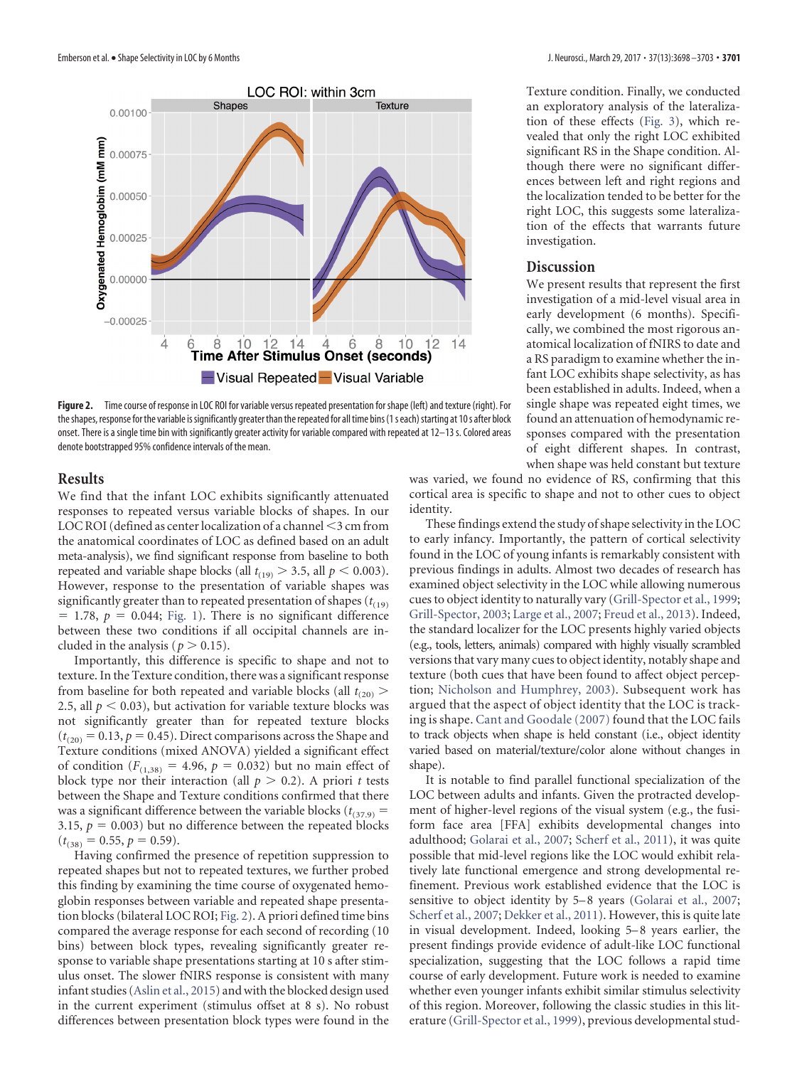Figure 2. Time course of response in LOC ROI for variable versus repeated presentation for shape (left) and texture (right). For the shapes, response for the variable is significantly greater than the repeated for all time bins (1 s each) starting at 10 s after block onset. There is a single time bin with significantly greater activity for variable compared with repeated at 12–13 s. Colored areas denote bootstrapped 95% confidence intervals of the mean.

## Results

We find that the infant LOC exhibits significantly attenuated responses to repeated versus variable blocks of shapes. In our LOC ROI (defined as center localization of a channel <3 cm from the anatomical coordinates of LOC as defined based on an adult meta-analysis), we find significant response from baseline to both repeated and variable shape blocks (all $t_{(19)} > 3.5$, all $p < 0.003$). However, response to the presentation of variable shapes was significantly greater than to repeated presentation of shapes ($t_{(19)} = 1.78$, $p = 0.044$; Fig. 1). There is no significant difference between these two conditions if all occipital channels are included in the analysis ($p > 0.15$).

Importantly, this difference is specific to shape and not to texture. In the Texture condition, there was a significant response from baseline for both repeated and variable blocks (all $t_{(20)} > 2.5$, all $p < 0.03$), but activation for variable texture blocks was not significantly greater than for repeated texture blocks ($t_{(20)} = 0.13$, $p = 0.45$). Direct comparisons across the Shape and Texture conditions (mixed ANOVA) yielded a significant effect of condition ($F_{(1,38)} = 4.96$, $p = 0.032$) but no main effect of block type nor their interaction (all $p > 0.2$). A priori $t$ tests between the Shape and Texture conditions confirmed that there was a significant difference between the variable blocks ($t_{(37.9)} = 3.15$, $p = 0.003$) but no difference between the repeated blocks ($t_{(38)} = 0.55$, $p = 0.59$).

Having confirmed the presence of repetition suppression to repeated shapes but not to repeated textures, we further probed this finding by examining the time course of oxygenated hemoglobin responses between variable and repeated shape presentation blocks (bilateral LOC ROI; Fig. 2). A priori defined time bins compared the average response for each second of recording (10 bins) between block types, revealing significantly greater response to variable shape presentations starting at 10 s after stimulus onset. The slower fNIRS response is consistent with many infant studies (Aslin et al., 2015) and with the blocked design used in the current experiment (stimulus offset at 8 s). No robust differences between presentation block types were found in the Texture condition. Finally, we conducted an exploratory analysis of the lateralization of these effects (Fig. 3), which revealed that only the right LOC exhibited significant RS in the Shape condition. Although there were no significant differences between left and right regions and the localization tended to be better for the right LOC, this suggests some lateralization of the effects that warrants future investigation.

## Discussion

We present results that represent the first investigation of a mid-level visual area in early development (6 months). Specifically, we combined the most rigorous anatomical localization of fNIRS to date and a RS paradigm to examine whether the infant LOC exhibits shape selectivity, as has been established in adults. Indeed, when a single shape was repeated eight times, we found an attenuation of hemodynamic responses compared with the presentation of eight different shapes. In contrast, when shape was held constant but texture was varied, we found no evidence of RS, confirming that this cortical area is specific to shape and not to other cues to object identity.

These findings extend the study of shape selectivity in the LOC to early infancy. Importantly, the pattern of cortical selectivity found in the LOC of young infants is remarkably consistent with previous findings in adults. Almost two decades of research has examined object selectivity in the LOC while allowing numerous cues to object identity to naturally vary (Grill-Spector et al., 1999; Grill-Spector, 2003; Large et al., 2007; Freud et al., 2013). Indeed, the standard localizer for the LOC presents highly varied objects (e.g., tools, letters, animals) compared with highly visually scrambled versions that vary many cues to object identity, notably shape and texture (both cues that have been found to affect object perception; Nicholson and Humphrey, 2003). Subsequent work has argued that the aspect of object identity that the LOC is tracking is shape. Cant and Goodale (2007) found that the LOC fails to track objects when shape is held constant (i.e., object identity varied based on material/texture/color alone without changes in shape).

It is notable to find parallel functional specialization of the LOC between adults and infants. Given the protracted development of higher-level regions of the visual system (e.g., the fusiform face area [FFA] exhibits developmental changes into adulthood; Golarai et al., 2007; Scherf et al., 2011), it was quite possible that mid-level regions like the LOC would exhibit relatively late functional emergence and strong developmental refinement. Previous work established evidence that the LOC is sensitive to object identity by 5–8 years (Golarai et al., 2007; Scherf et al., 2007; Dekker et al., 2011). However, this is quite late in visual development. Indeed, looking 5–8 years earlier, the present findings provide evidence of adult-like LOC functional specialization, suggesting that the LOC follows a rapid time course of early development. Future work is needed to examine whether even younger infants exhibit similar stimulus selectivity of this region. Moreover, following the classic studies in this literature (Grill-Spector et al., 1999), previous developmental stud-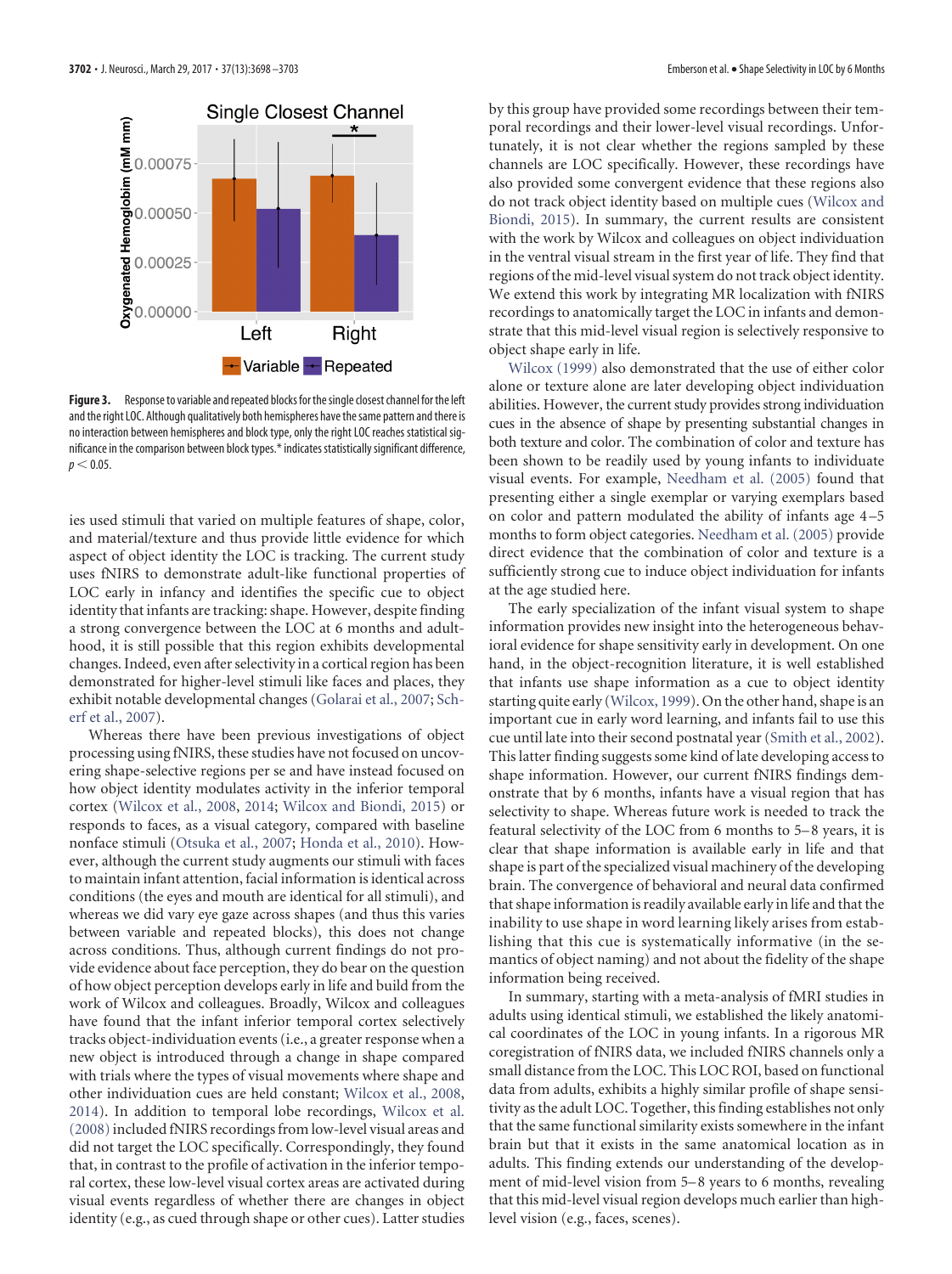**Figure 3.** Response to variable and repeated blocks for the single closest channel for the left and the right LOC. Although qualitatively both hemispheres have the same pattern and there is no interaction between hemispheres and block type, only the right LOC reaches statistical significance in the comparison between block types.* indicates statistically significant difference, $p < 0.05$.

ies used stimuli that varied on multiple features of shape, color, and material/texture and thus provide little evidence for which aspect of object identity the LOC is tracking. The current study uses fNIRS to demonstrate adult-like functional properties of LOC early in infancy and identifies the specific cue to object identity that infants are tracking: shape. However, despite finding a strong convergence between the LOC at 6 months and adulthood, it is still possible that this region exhibits developmental changes. Indeed, even after selectivity in a cortical region has been demonstrated for higher-level stimuli like faces and places, they exhibit notable developmental changes (Golarai et al., 2007; Scherf et al., 2007).

Whereas there have been previous investigations of object processing using fNIRS, these studies have not focused on uncovering shape-selective regions per se and have instead focused on how object identity modulates activity in the inferior temporal cortex (Wilcox et al., 2008, 2014; Wilcox and Biondi, 2015) or responds to faces, as a visual category, compared with baseline nonface stimuli (Otsuka et al., 2007; Honda et al., 2010). However, although the current study augments our stimuli with faces to maintain infant attention, facial information is identical across conditions (the eyes and mouth are identical for all stimuli), and whereas we did vary eye gaze across shapes (and thus this varies between variable and repeated blocks), this does not change across conditions. Thus, although current findings do not provide evidence about face perception, they do bear on the question of how object perception develops early in life and build from the work of Wilcox and colleagues. Broadly, Wilcox and colleagues have found that the infant inferior temporal cortex selectively tracks object-individuation events (i.e., a greater response when a new object is introduced through a change in shape compared with trials where the types of visual movements where shape and other individuation cues are held constant; Wilcox et al., 2008, 2014). In addition to temporal lobe recordings, Wilcox et al. (2008) included fNIRS recordings from low-level visual areas and did not target the LOC specifically. Correspondingly, they found that, in contrast to the profile of activation in the inferior temporal cortex, these low-level visual cortex areas are activated during visual events regardless of whether there are changes in object identity (e.g., as cued through shape or other cues). Latter studies by this group have provided some recordings between their temporal recordings and their lower-level visual recordings. Unfortunately, it is not clear whether the regions sampled by these channels are LOC specifically. However, these recordings have also provided some convergent evidence that these regions also do not track object identity based on multiple cues (Wilcox and Biondi, 2015). In summary, the current results are consistent with the work by Wilcox and colleagues on object individuation in the ventral visual stream in the first year of life. They find that regions of the mid-level visual system do not track object identity. We extend this work by integrating MR localization with fNIRS recordings to anatomically target the LOC in infants and demonstrate that this mid-level visual region is selectively responsive to object shape early in life.

Wilcox (1999) also demonstrated that the use of either color alone or texture alone are later developing object individuation abilities. However, the current study provides strong individuation cues in the absence of shape by presenting substantial changes in both texture and color. The combination of color and texture has been shown to be readily used by young infants to individuate visual events. For example, Needham et al. (2005) found that presenting either a single exemplar or varying exemplars based on color and pattern modulated the ability of infants age 4–5 months to form object categories. Needham et al. (2005) provide direct evidence that the combination of color and texture is a sufficiently strong cue to induce object individuation for infants at the age studied here.

The early specialization of the infant visual system to shape information provides new insight into the heterogeneous behavioral evidence for shape sensitivity early in development. On one hand, in the object-recognition literature, it is well established that infants use shape information as a cue to object identity starting quite early (Wilcox, 1999). On the other hand, shape is an important cue in early word learning, and infants fail to use this cue until late into their second postnatal year (Smith et al., 2002). This latter finding suggests some kind of late developing access to shape information. However, our current fNIRS findings demonstrate that by 6 months, infants have a visual region that has selectivity to shape. Whereas future work is needed to track the featural selectivity of the LOC from 6 months to 5–8 years, it is clear that shape information is available early in life and that shape is part of the specialized visual machinery of the developing brain. The convergence of behavioral and neural data confirmed that shape information is readily available early in life and that the inability to use shape in word learning likely arises from establishing that this cue is systematically informative (in the semantics of object naming) and not about the fidelity of the shape information being received.

In summary, starting with a meta-analysis of fMRI studies in adults using identical stimuli, we established the likely anatomical coordinates of the LOC in young infants. In a rigorous MR coregistration of fNIRS data, we included fNIRS channels only a small distance from the LOC. This LOC ROI, based on functional data from adults, exhibits a highly similar profile of shape sensitivity as the adult LOC. Together, this finding establishes not only that the same functional similarity exists somewhere in the infant brain but that it exists in the same anatomical location as in adults. This finding extends our understanding of the development of mid-level vision from 5–8 years to 6 months, revealing that this mid-level visual region develops much earlier than high-level vision (e.g., faces, scenes).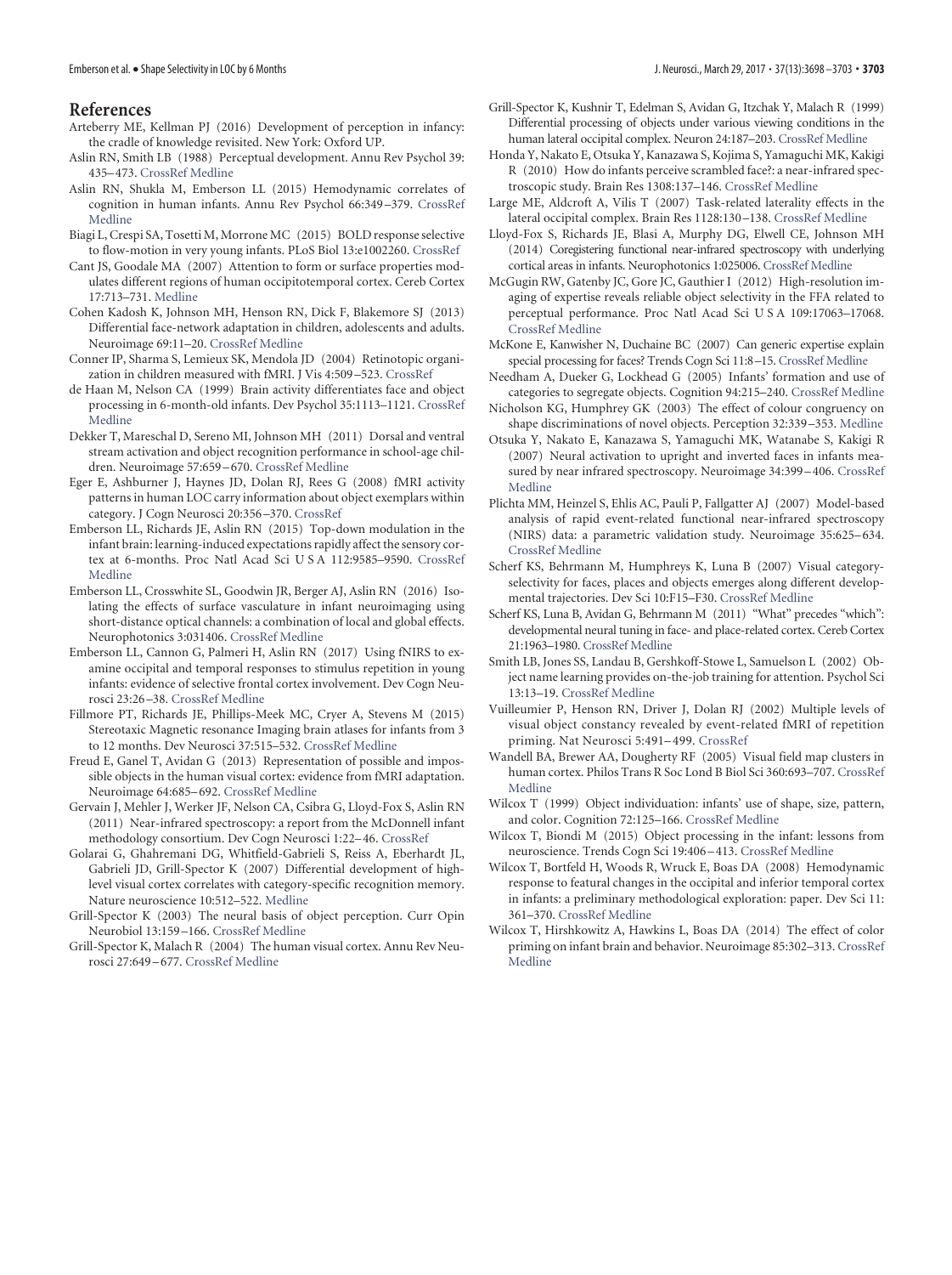## References

Arteberry ME, Kellman PJ (2016) Development of perception in infancy: the cradle of knowledge revisited. New York: Oxford UP.

Aslin RN, Smith LB (1988) Perceptual development. Annu Rev Psychol 39: 435–473. CrossRef Medline

Aslin RN, Shukla M, Emberson LL (2015) Hemodynamic correlates of cognition in human infants. Annu Rev Psychol 66:349–379. CrossRef Medline

Biagi L, Crespi SA, Tosetti M, Morrone MC (2015) BOLD response selective to flow-motion in very young infants. PLoS Biol 13:e1002260. CrossRef

Cant JS, Goodale MA (2007) Attention to form or surface properties modulates different regions of human occipitotemporal cortex. Cereb Cortex 17:713–731. Medline

Cohen Kadosh K, Johnson MH, Henson RN, Dick F, Blakemore SJ (2013) Differential face-network adaptation in children, adolescents and adults. Neuroimage 69:11–20. CrossRef Medline

Conner IP, Sharma S, Lemieux SK, Mendola JD (2004) Retinotopic organization in children measured with fMRI. J Vis 4:509–523. CrossRef

de Haan M, Nelson CA (1999) Brain activity differentiates face and object processing in 6-month-old infants. Dev Psychol 35:1113–1121. CrossRef Medline

Dekker T, Mareschal D, Sereno MI, Johnson MH (2011) Dorsal and ventral stream activation and object recognition performance in school-age children. Neuroimage 57:659–670. CrossRef Medline

Eger E, Ashburner J, Haynes JD, Dolan RJ, Rees G (2008) fMRI activity patterns in human LOC carry information about object exemplars within category. J Cogn Neurosci 20:356–370. CrossRef

Emberson LL, Richards JE, Aslin RN (2015) Top-down modulation in the infant brain: learning-induced expectations rapidly affect the sensory cortex at 6-months. Proc Natl Acad Sci U S A 112:9585–9590. CrossRef Medline

Emberson LL, Crosswhite SL, Goodwin JR, Berger AJ, Aslin RN (2016) Isolating the effects of surface vasculature in infant neuroimaging using short-distance optical channels: a combination of local and global effects. Neurophotonics 3:031406. CrossRef Medline

Emberson LL, Cannon G, Palmeri H, Aslin RN (2017) Using fNIRS to examine occipital and temporal responses to stimulus repetition in young infants: evidence of selective frontal cortex involvement. Dev Cogn Neurosci 23:26–38. CrossRef Medline

Fillmore PT, Richards JE, Phillips-Meek MC, Cryer A, Stevens M (2015) Stereotaxic Magnetic resonance Imaging brain atlases for infants from 3 to 12 months. Dev Neurosci 37:515–532. CrossRef Medline

Freud E, Ganel T, Avidan G (2013) Representation of possible and impossible objects in the human visual cortex: evidence from fMRI adaptation. Neuroimage 64:685–692. CrossRef Medline

Gervain J, Mehler J, Werker JF, Nelson CA, Csibra G, Lloyd-Fox S, Aslin RN (2011) Near-infrared spectroscopy: a report from the McDonnell infant methodology consortium. Dev Cogn Neurosci 1:22–46. CrossRef

Golarai G, Ghahremani DG, Whitfield-Gabrieli S, Reiss A, Eberhardt JL, Gabrieli JD, Grill-Spector K (2007) Differential development of high-level visual cortex correlates with category-specific recognition memory. Nature neuroscience 10:512–522. Medline

Grill-Spector K (2003) The neural basis of object perception. Curr Opin Neurobiol 13:159–166. CrossRef Medline

Grill-Spector K, Malach R (2004) The human visual cortex. Annu Rev Neurosci 27:649–677. CrossRef Medline

Grill-Spector K, Kushnir T, Edelman S, Avidan G, Itzchak Y, Malach R (1999) Differential processing of objects under various viewing conditions in the human lateral occipital complex. Neuron 24:187–203. CrossRef Medline

Honda Y, Nakato E, Otsuka Y, Kanazawa S, Kojima S, Yamaguchi MK, Kakigi R (2010) How do infants perceive scrambled face?: a near-infrared spectroscopic study. Brain Res 1308:137–146. CrossRef Medline

Large ME, Aldcroft A, Vilis T (2007) Task-related laterality effects in the lateral occipital complex. Brain Res 1128:130–138. CrossRef Medline

Lloyd-Fox S, Richards JE, Blasi A, Murphy DG, Elwell CE, Johnson MH (2014) Coregistering functional near-infrared spectroscopy with underlying cortical areas in infants. Neurophotonics 1:025006. CrossRef Medline

McGugin RW, Gatenby JC, Gore JC, Gauthier I (2012) High-resolution imaging of expertise reveals reliable object selectivity in the FFA related to perceptual performance. Proc Natl Acad Sci U S A 109:17063–17068. CrossRef Medline

McKone E, Kanwisher N, Duchaine BC (2007) Can generic expertise explain special processing for faces? Trends Cogn Sci 11:8–15. CrossRef Medline

Needham A, Dueker G, Lockhead G (2005) Infants' formation and use of categories to segregate objects. Cognition 94:215–240. CrossRef Medline

Nicholson KG, Humphrey GK (2003) The effect of colour congruency on shape discriminations of novel objects. Perception 32:339–353. Medline

Otsuka Y, Nakato E, Kanazawa S, Yamaguchi MK, Watanabe S, Kakigi R (2007) Neural activation to upright and inverted faces in infants measured by near infrared spectroscopy. Neuroimage 34:399–406. CrossRef Medline

Plichta MM, Heinzel S, Ehlis AC, Pauli P, Fallgatter AJ (2007) Model-based analysis of rapid event-related functional near-infrared spectroscopy (NIRS) data: a parametric validation study. Neuroimage 35:625–634. CrossRef Medline

Scherf KS, Behrmann M, Humphreys K, Luna B (2007) Visual category-selectivity for faces, places and objects emerges along different developmental trajectories. Dev Sci 10:F15–F30. CrossRef Medline

Scherf KS, Luna B, Avidan G, Behrmann M (2011) "What" precedes "which": developmental neural tuning in face- and place-related cortex. Cereb Cortex 21:1963–1980. CrossRef Medline

Smith LB, Jones SS, Landau B, Gershkoff-Stowe L, Samuelson L (2002) Object name learning provides on-the-job training for attention. Psychol Sci 13:13–19. CrossRef Medline

Vuilleumier P, Henson RN, Driver J, Dolan RJ (2002) Multiple levels of visual object constancy revealed by event-related fMRI of repetition priming. Nat Neurosci 5:491–499. CrossRef

Wandell BA, Brewer AA, Dougherty RF (2005) Visual field map clusters in human cortex. Philos Trans R Soc Lond B Biol Sci 360:693–707. CrossRef Medline

Wilcox T (1999) Object individuation: infants' use of shape, size, pattern, and color. Cognition 72:125–166. CrossRef Medline

Wilcox T, Biondi M (2015) Object processing in the infant: lessons from neuroscience. Trends Cogn Sci 19:406–413. CrossRef Medline

Wilcox T, Bortfeld H, Woods R, Wruck E, Boas DA (2008) Hemodynamic response to featural changes in the occipital and inferior temporal cortex in infants: a preliminary methodological exploration: paper. Dev Sci 11: 361–370. CrossRef Medline

Wilcox T, Hirshkowitz A, Hawkins L, Boas DA (2014) The effect of color priming on infant brain and behavior. Neuroimage 85:302–313. CrossRef Medline